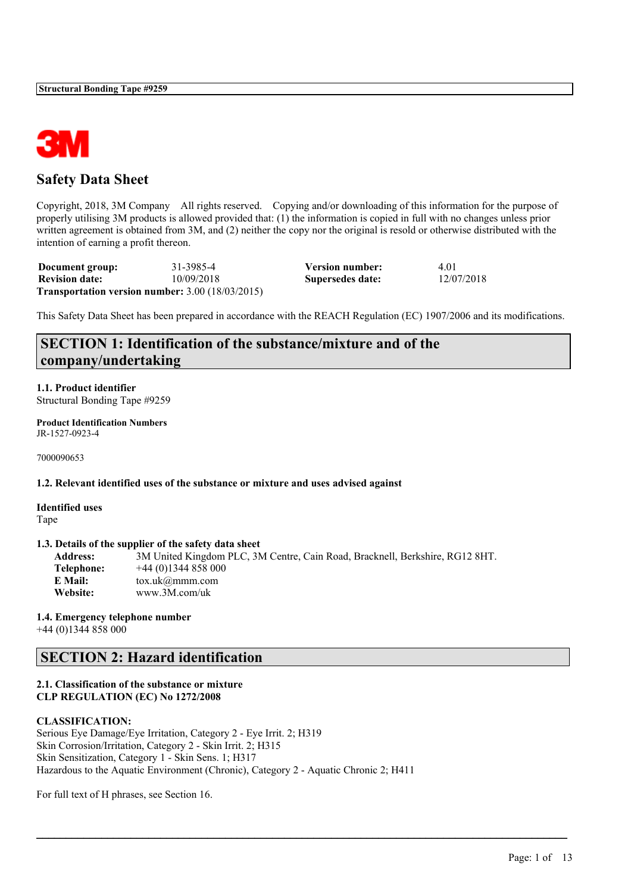# Safety Data Sheet

Copyright, 2018, 3M Company All rights reserved. Copying and/or downloading of this information for the purpose of properly utilising 3M products is allowed provided that: (1) the information is copied in full with no changes unless prior written agreement is obtained from 3M, and (2) neither the copy nor the original is resold or otherwise distributed with the intention of earning a profit thereon.

| | | | |
|---|---|---|---|
| **Document group:** | 31-3985-4 | **Version number:** | 4.01 |
| **Revision date:** | 10/09/2018 | **Supersedes date:** | 12/07/2018 |

**Transportation version number:** 3.00 (18/03/2015)

This Safety Data Sheet has been prepared in accordance with the REACH Regulation (EC) 1907/2006 and its modifications.

## SECTION 1: Identification of the substance/mixture and of the company/undertaking

**1.1. Product identifier**
Structural Bonding Tape #9259

**Product Identification Numbers**
JR-1527-0923-4

7000090653

**1.2. Relevant identified uses of the substance or mixture and uses advised against**

**Identified uses**
Tape

**1.3. Details of the supplier of the safety data sheet**

**Address:** 3M United Kingdom PLC, 3M Centre, Cain Road, Bracknell, Berkshire, RG12 8HT.
**Telephone:** +44 (0)1344 858 000
**E Mail:** tox.uk@mmm.com
**Website:** www.3M.com/uk

**1.4. Emergency telephone number**
+44 (0)1344 858 000

## SECTION 2: Hazard identification

**2.1. Classification of the substance or mixture**
**CLP REGULATION (EC) No 1272/2008**

**CLASSIFICATION:**
Serious Eye Damage/Eye Irritation, Category 2 - Eye Irrit. 2; H319
Skin Corrosion/Irritation, Category 2 - Skin Irrit. 2; H315
Skin Sensitization, Category 1 - Skin Sens. 1; H317
Hazardous to the Aquatic Environment (Chronic), Category 2 - Aquatic Chronic 2; H411

For full text of H phrases, see Section 16.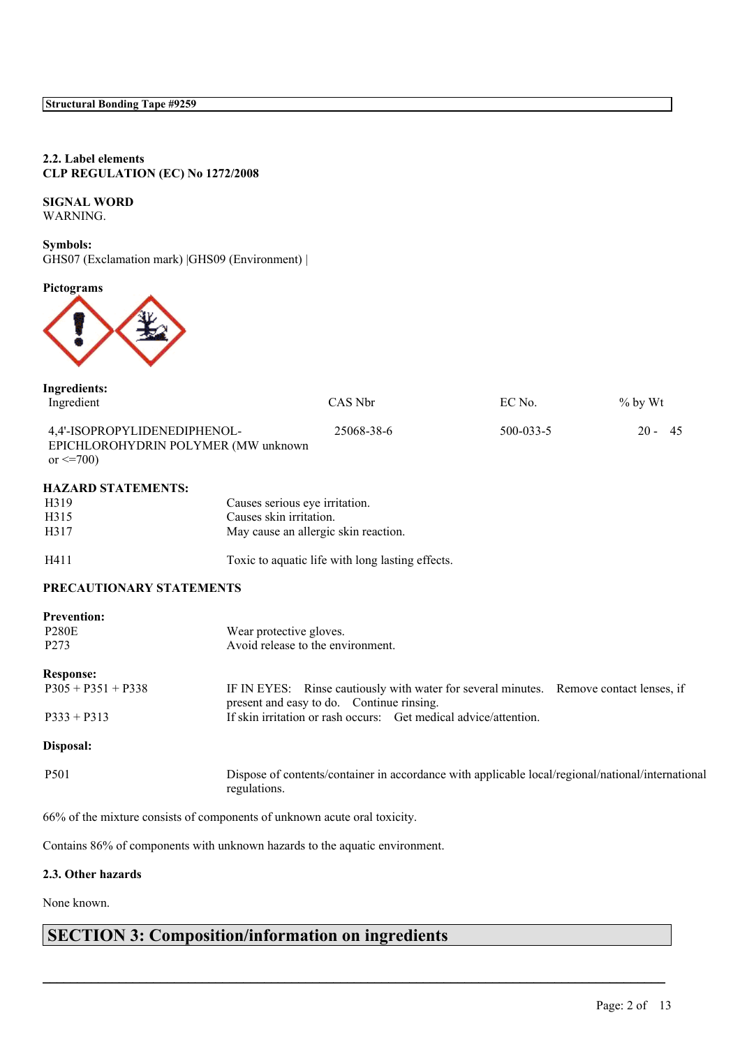**2.2. Label elements**
**CLP REGULATION (EC) No 1272/2008**

**SIGNAL WORD**
WARNING.

**Symbols:**
GHS07 (Exclamation mark) |GHS09 (Environment) |

**Pictograms**

**Ingredients:**

| Ingredient | CAS Nbr | EC No. | % by Wt |
|---|---|---|---|
| 4,4'-ISOPROPYLIDENEDIPHENOL-EPICHLOROHYDRIN POLYMER (MW unknown or <=700) | 25068-38-6 | 500-033-5 | 20 - 45 |

**HAZARD STATEMENTS:**

| | |
|---|---|
| H319 | Causes serious eye irritation. |
| H315 | Causes skin irritation. |
| H317 | May cause an allergic skin reaction. |
| H411 | Toxic to aquatic life with long lasting effects. |

**PRECAUTIONARY STATEMENTS**

**Prevention:**

| | |
|---|---|
| P280E | Wear protective gloves. |
| P273 | Avoid release to the environment. |

**Response:**

| | |
|---|---|
| P305 + P351 + P338 | IF IN EYES: Rinse cautiously with water for several minutes. Remove contact lenses, if present and easy to do. Continue rinsing. |
| P333 + P313 | If skin irritation or rash occurs: Get medical advice/attention. |

**Disposal:**

| | |
|---|---|
| P501 | Dispose of contents/container in accordance with applicable local/regional/national/international regulations. |

66% of the mixture consists of components of unknown acute oral toxicity.

Contains 86% of components with unknown hazards to the aquatic environment.

**2.3. Other hazards**

None known.

## SECTION 3: Composition/information on ingredients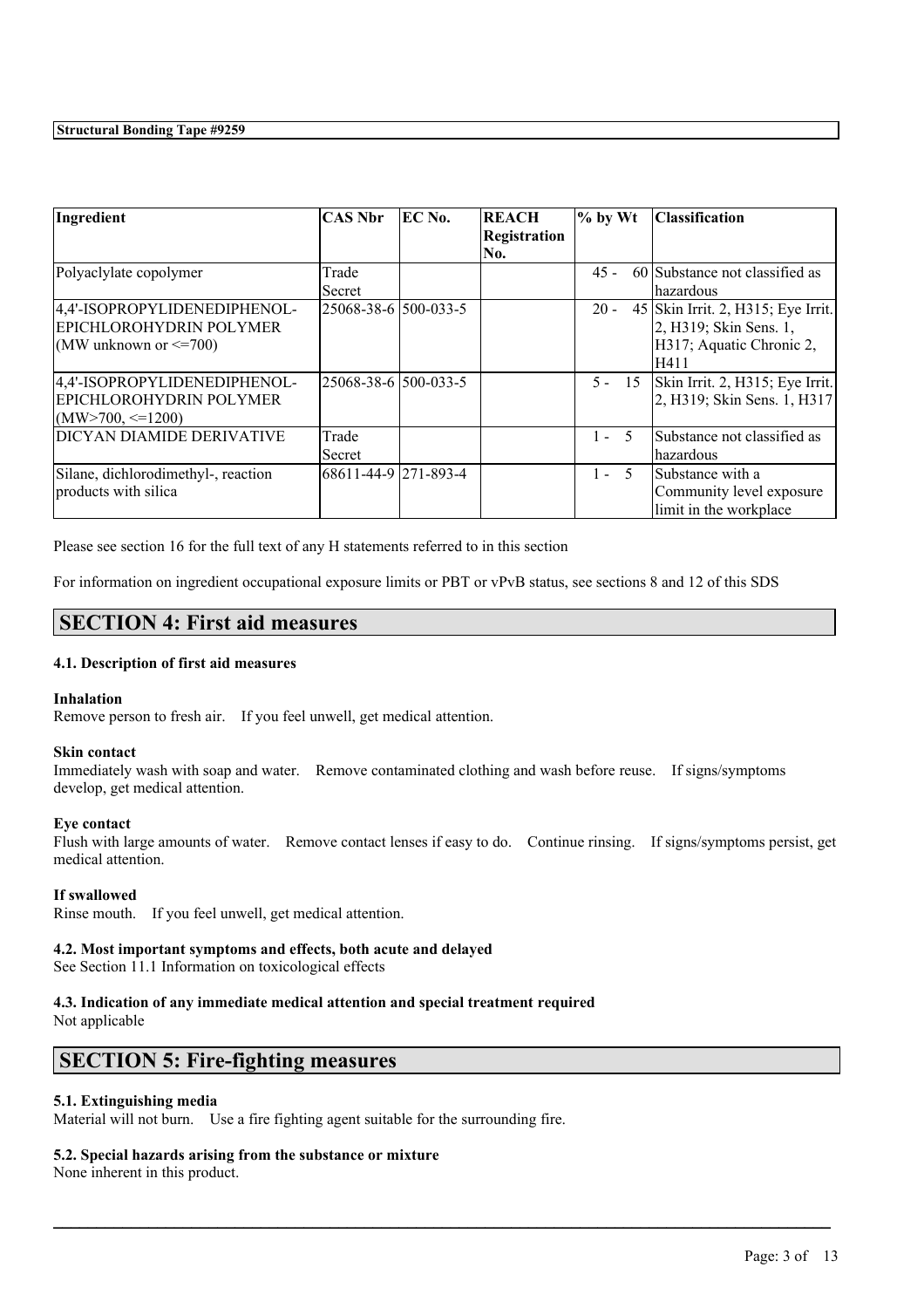| Ingredient | CAS Nbr | EC No. | REACH Registration No. | % by Wt | Classification |
|---|---|---|---|---|---|
| Polyaclylate copolymer | Trade Secret | | | 45 - 60 | Substance not classified as hazardous |
| 4,4'-ISOPROPYLIDENEDIPHENOL-EPICHLOROHYDRIN POLYMER (MW unknown or <=700) | 25068-38-6 | 500-033-5 | | 20 - 45 | Skin Irrit. 2, H315; Eye Irrit. 2, H319; Skin Sens. 1, H317; Aquatic Chronic 2, H411 |
| 4,4'-ISOPROPYLIDENEDIPHENOL-EPICHLOROHYDRIN POLYMER (MW>700, <=1200) | 25068-38-6 | 500-033-5 | | 5 - 15 | Skin Irrit. 2, H315; Eye Irrit. 2, H319; Skin Sens. 1, H317 |
| DICYAN DIAMIDE DERIVATIVE | Trade Secret | | | 1 - 5 | Substance not classified as hazardous |
| Silane, dichlorodimethyl-, reaction products with silica | 68611-44-9 | 271-893-4 | | 1 - 5 | Substance with a Community level exposure limit in the workplace |

Please see section 16 for the full text of any H statements referred to in this section

For information on ingredient occupational exposure limits or PBT or vPvB status, see sections 8 and 12 of this SDS

## SECTION 4: First aid measures

### 4.1. Description of first aid measures

**Inhalation**
Remove person to fresh air. If you feel unwell, get medical attention.

**Skin contact**
Immediately wash with soap and water. Remove contaminated clothing and wash before reuse. If signs/symptoms develop, get medical attention.

**Eye contact**
Flush with large amounts of water. Remove contact lenses if easy to do. Continue rinsing. If signs/symptoms persist, get medical attention.

**If swallowed**
Rinse mouth. If you feel unwell, get medical attention.

### 4.2. Most important symptoms and effects, both acute and delayed

See Section 11.1 Information on toxicological effects

### 4.3. Indication of any immediate medical attention and special treatment required

Not applicable

## SECTION 5: Fire-fighting measures

### 5.1. Extinguishing media

Material will not burn. Use a fire fighting agent suitable for the surrounding fire.

### 5.2. Special hazards arising from the substance or mixture

None inherent in this product.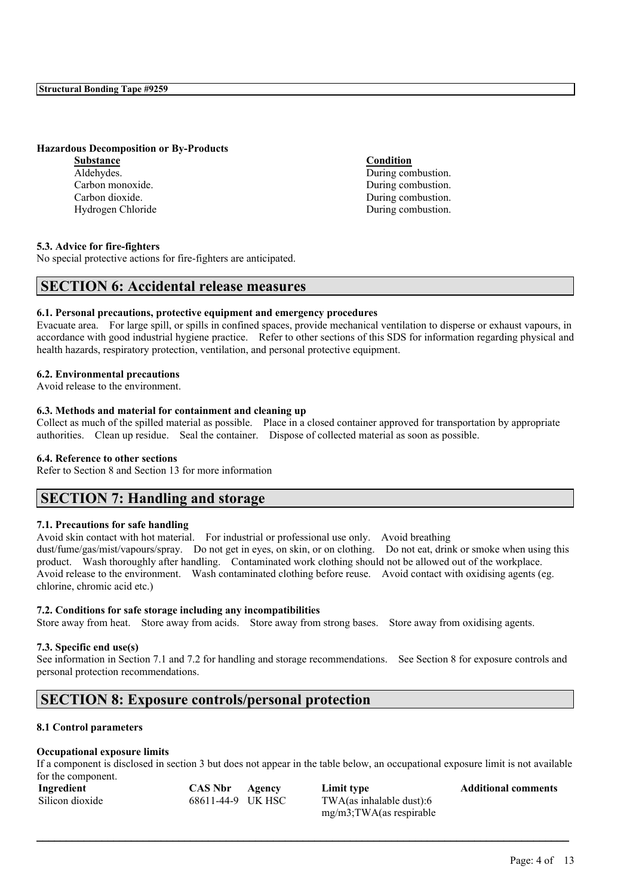**Hazardous Decomposition or By-Products**

| Substance | Condition |
| --- | --- |
| Aldehydes. | During combustion. |
| Carbon monoxide. | During combustion. |
| Carbon dioxide. | During combustion. |
| Hydrogen Chloride | During combustion. |

### 5.3. Advice for fire-fighters

No special protective actions for fire-fighters are anticipated.

## SECTION 6: Accidental release measures

### 6.1. Personal precautions, protective equipment and emergency procedures

Evacuate area. For large spill, or spills in confined spaces, provide mechanical ventilation to disperse or exhaust vapours, in accordance with good industrial hygiene practice. Refer to other sections of this SDS for information regarding physical and health hazards, respiratory protection, ventilation, and personal protective equipment.

### 6.2. Environmental precautions

Avoid release to the environment.

### 6.3. Methods and material for containment and cleaning up

Collect as much of the spilled material as possible. Place in a closed container approved for transportation by appropriate authorities. Clean up residue. Seal the container. Dispose of collected material as soon as possible.

### 6.4. Reference to other sections

Refer to Section 8 and Section 13 for more information

## SECTION 7: Handling and storage

### 7.1. Precautions for safe handling

Avoid skin contact with hot material. For industrial or professional use only. Avoid breathing dust/fume/gas/mist/vapours/spray. Do not get in eyes, on skin, or on clothing. Do not eat, drink or smoke when using this product. Wash thoroughly after handling. Contaminated work clothing should not be allowed out of the workplace. Avoid release to the environment. Wash contaminated clothing before reuse. Avoid contact with oxidising agents (eg. chlorine, chromic acid etc.)

### 7.2. Conditions for safe storage including any incompatibilities

Store away from heat. Store away from acids. Store away from strong bases. Store away from oxidising agents.

### 7.3. Specific end use(s)

See information in Section 7.1 and 7.2 for handling and storage recommendations. See Section 8 for exposure controls and personal protection recommendations.

## SECTION 8: Exposure controls/personal protection

### 8.1 Control parameters

**Occupational exposure limits**

If a component is disclosed in section 3 but does not appear in the table below, an occupational exposure limit is not available for the component.

| Ingredient | CAS Nbr | Agency | Limit type | Additional comments |
| --- | --- | --- | --- | --- |
| Silicon dioxide | 68611-44-9 | UK HSC | TWA(as inhalable dust):6 mg/m3;TWA(as respirable | |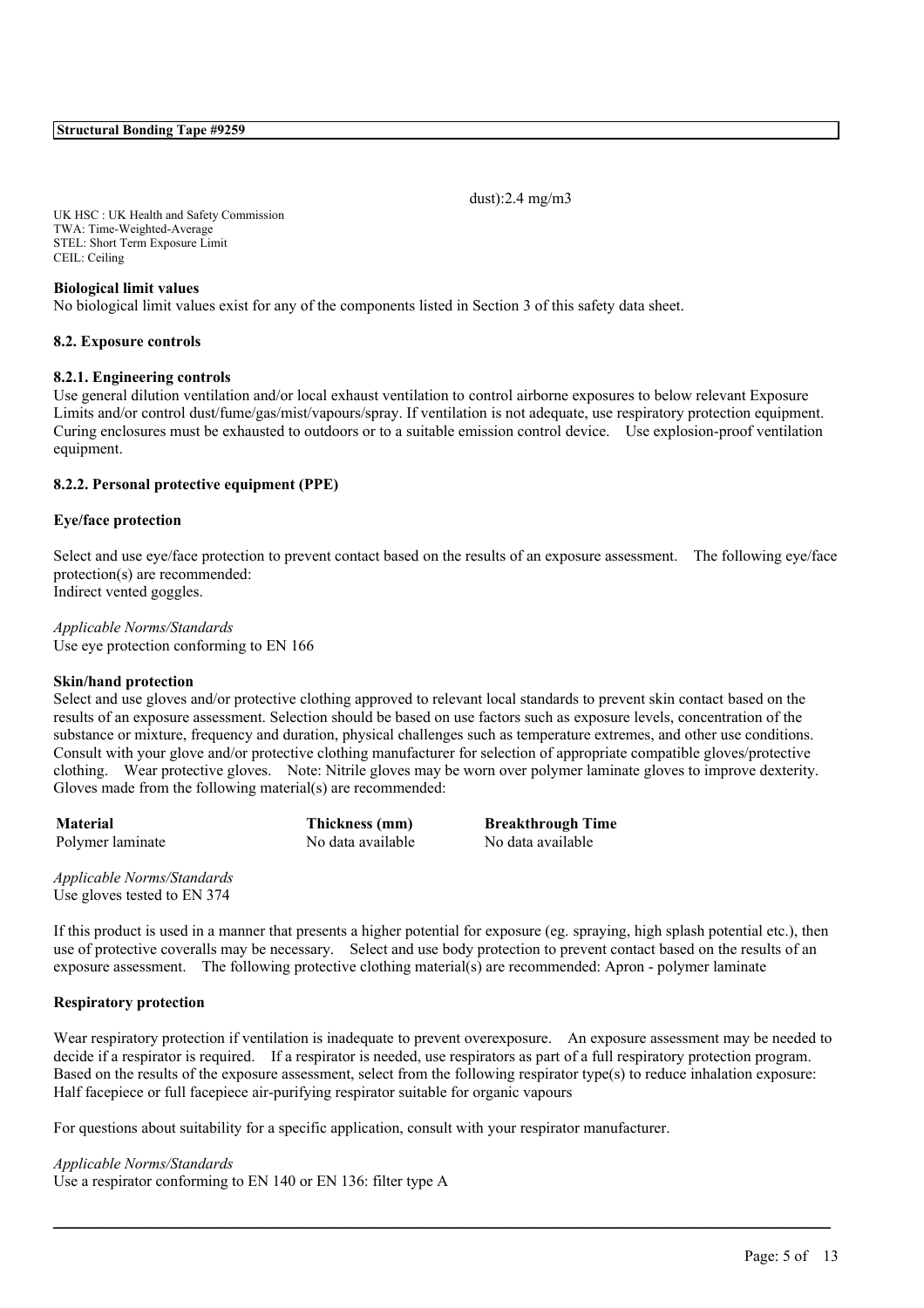dust):2.4 mg/m3

UK HSC : UK Health and Safety Commission
TWA: Time-Weighted-Average
STEL: Short Term Exposure Limit
CEIL: Ceiling

**Biological limit values**

No biological limit values exist for any of the components listed in Section 3 of this safety data sheet.

### 8.2. Exposure controls

#### 8.2.1. Engineering controls

Use general dilution ventilation and/or local exhaust ventilation to control airborne exposures to below relevant Exposure Limits and/or control dust/fume/gas/mist/vapours/spray. If ventilation is not adequate, use respiratory protection equipment. Curing enclosures must be exhausted to outdoors or to a suitable emission control device. Use explosion-proof ventilation equipment.

#### 8.2.2. Personal protective equipment (PPE)

**Eye/face protection**

Select and use eye/face protection to prevent contact based on the results of an exposure assessment. The following eye/face protection(s) are recommended:
Indirect vented goggles.

*Applicable Norms/Standards*
Use eye protection conforming to EN 166

**Skin/hand protection**

Select and use gloves and/or protective clothing approved to relevant local standards to prevent skin contact based on the results of an exposure assessment. Selection should be based on use factors such as exposure levels, concentration of the substance or mixture, frequency and duration, physical challenges such as temperature extremes, and other use conditions. Consult with your glove and/or protective clothing manufacturer for selection of appropriate compatible gloves/protective clothing. Wear protective gloves. Note: Nitrile gloves may be worn over polymer laminate gloves to improve dexterity. Gloves made from the following material(s) are recommended:

| Material | Thickness (mm) | Breakthrough Time |
|---|---|---|
| Polymer laminate | No data available | No data available |

*Applicable Norms/Standards*
Use gloves tested to EN 374

If this product is used in a manner that presents a higher potential for exposure (eg. spraying, high splash potential etc.), then use of protective coveralls may be necessary. Select and use body protection to prevent contact based on the results of an exposure assessment. The following protective clothing material(s) are recommended: Apron - polymer laminate

**Respiratory protection**

Wear respiratory protection if ventilation is inadequate to prevent overexposure. An exposure assessment may be needed to decide if a respirator is required. If a respirator is needed, use respirators as part of a full respiratory protection program. Based on the results of the exposure assessment, select from the following respirator type(s) to reduce inhalation exposure:
Half facepiece or full facepiece air-purifying respirator suitable for organic vapours

For questions about suitability for a specific application, consult with your respirator manufacturer.

*Applicable Norms/Standards*
Use a respirator conforming to EN 140 or EN 136: filter type A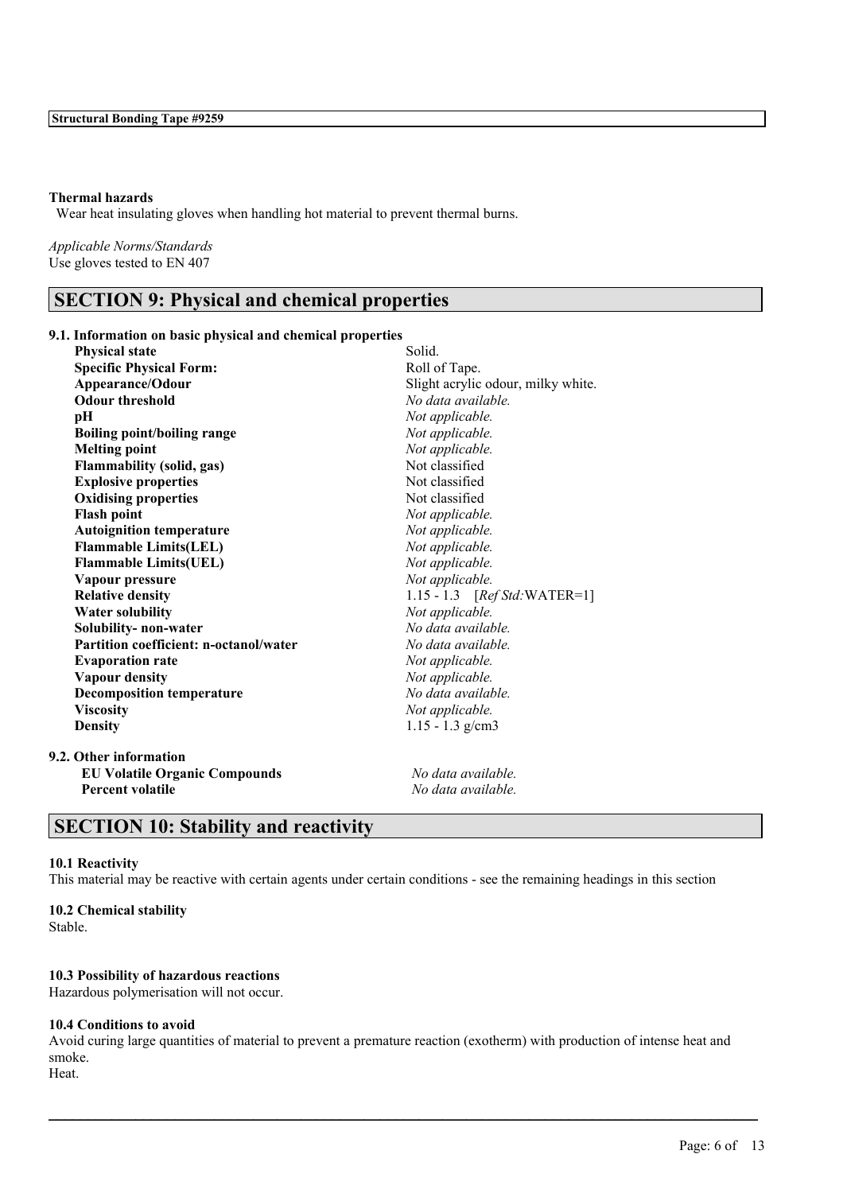**Thermal hazards**
Wear heat insulating gloves when handling hot material to prevent thermal burns.

*Applicable Norms/Standards*
Use gloves tested to EN 407

## SECTION 9: Physical and chemical properties

**9.1. Information on basic physical and chemical properties**

| | |
|---|---|
| **Physical state** | Solid. |
| **Specific Physical Form:** | Roll of Tape. |
| **Appearance/Odour** | Slight acrylic odour, milky white. |
| **Odour threshold** | *No data available.* |
| **pH** | *Not applicable.* |
| **Boiling point/boiling range** | *Not applicable.* |
| **Melting point** | *Not applicable.* |
| **Flammability (solid, gas)** | Not classified |
| **Explosive properties** | Not classified |
| **Oxidising properties** | Not classified |
| **Flash point** | *Not applicable.* |
| **Autoignition temperature** | *Not applicable.* |
| **Flammable Limits(LEL)** | *Not applicable.* |
| **Flammable Limits(UEL)** | *Not applicable.* |
| **Vapour pressure** | *Not applicable.* |
| **Relative density** | 1.15 - 1.3 [*Ref Std:*WATER=1] |
| **Water solubility** | *Not applicable.* |
| **Solubility- non-water** | *No data available.* |
| **Partition coefficient: n-octanol/water** | *No data available.* |
| **Evaporation rate** | *Not applicable.* |
| **Vapour density** | *Not applicable.* |
| **Decomposition temperature** | *No data available.* |
| **Viscosity** | *Not applicable.* |
| **Density** | 1.15 - 1.3 g/cm3 |

**9.2. Other information**

| | |
|---|---|
| **EU Volatile Organic Compounds** | *No data available.* |
| **Percent volatile** | *No data available.* |

## SECTION 10: Stability and reactivity

**10.1 Reactivity**
This material may be reactive with certain agents under certain conditions - see the remaining headings in this section

**10.2 Chemical stability**
Stable.

**10.3 Possibility of hazardous reactions**
Hazardous polymerisation will not occur.

**10.4 Conditions to avoid**
Avoid curing large quantities of material to prevent a premature reaction (exotherm) with production of intense heat and smoke.
Heat.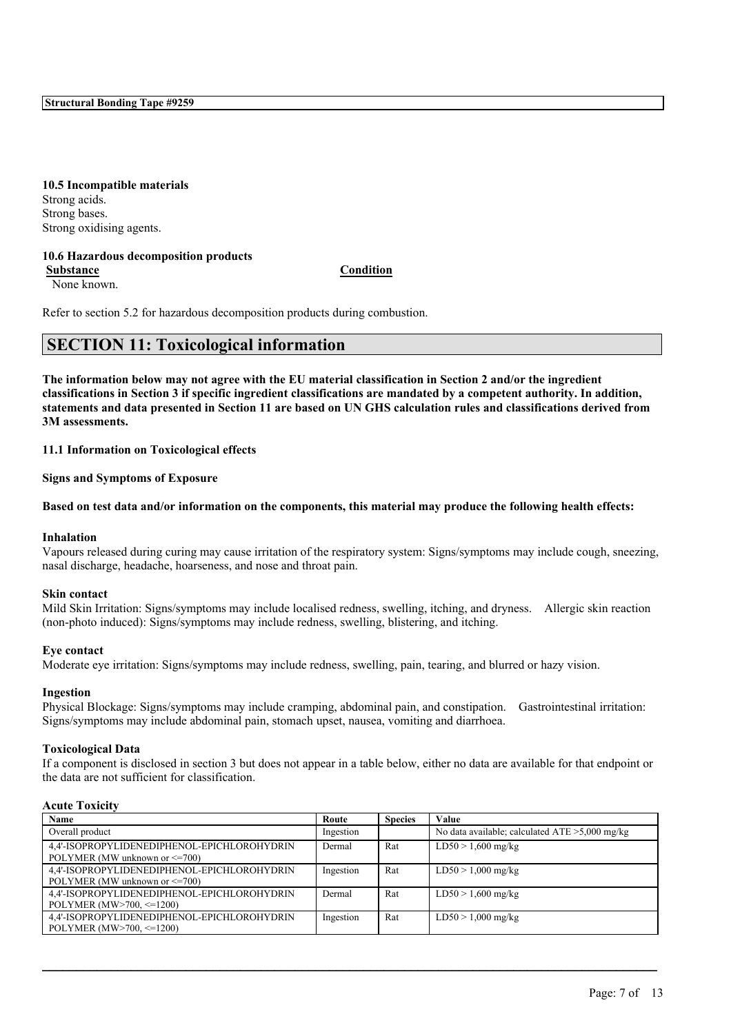**10.5 Incompatible materials**
Strong acids.
Strong bases.
Strong oxidising agents.

**10.6 Hazardous decomposition products**

| Substance | Condition |
|---|---|
| None known. | |

Refer to section 5.2 for hazardous decomposition products during combustion.

## SECTION 11: Toxicological information

**The information below may not agree with the EU material classification in Section 2 and/or the ingredient classifications in Section 3 if specific ingredient classifications are mandated by a competent authority. In addition, statements and data presented in Section 11 are based on UN GHS calculation rules and classifications derived from 3M assessments.**

**11.1 Information on Toxicological effects**

**Signs and Symptoms of Exposure**

**Based on test data and/or information on the components, this material may produce the following health effects:**

**Inhalation**
Vapours released during curing may cause irritation of the respiratory system: Signs/symptoms may include cough, sneezing, nasal discharge, headache, hoarseness, and nose and throat pain.

**Skin contact**
Mild Skin Irritation: Signs/symptoms may include localised redness, swelling, itching, and dryness. Allergic skin reaction (non-photo induced): Signs/symptoms may include redness, swelling, blistering, and itching.

**Eye contact**
Moderate eye irritation: Signs/symptoms may include redness, swelling, pain, tearing, and blurred or hazy vision.

**Ingestion**
Physical Blockage: Signs/symptoms may include cramping, abdominal pain, and constipation. Gastrointestinal irritation: Signs/symptoms may include abdominal pain, stomach upset, nausea, vomiting and diarrhoea.

**Toxicological Data**
If a component is disclosed in section 3 but does not appear in a table below, either no data are available for that endpoint or the data are not sufficient for classification.

**Acute Toxicity**

| Name | Route | Species | Value |
|---|---|---|---|
| Overall product | Ingestion | | No data available; calculated ATE >5,000 mg/kg |
| 4,4'-ISOPROPYLIDENEDIPHENOL-EPICHLOROHYDRIN POLYMER (MW unknown or <=700) | Dermal | Rat | LD50 > 1,600 mg/kg |
| 4,4'-ISOPROPYLIDENEDIPHENOL-EPICHLOROHYDRIN POLYMER (MW unknown or <=700) | Ingestion | Rat | LD50 > 1,000 mg/kg |
| 4,4'-ISOPROPYLIDENEDIPHENOL-EPICHLOROHYDRIN POLYMER (MW>700, <=1200) | Dermal | Rat | LD50 > 1,600 mg/kg |
| 4,4'-ISOPROPYLIDENEDIPHENOL-EPICHLOROHYDRIN POLYMER (MW>700, <=1200) | Ingestion | Rat | LD50 > 1,000 mg/kg |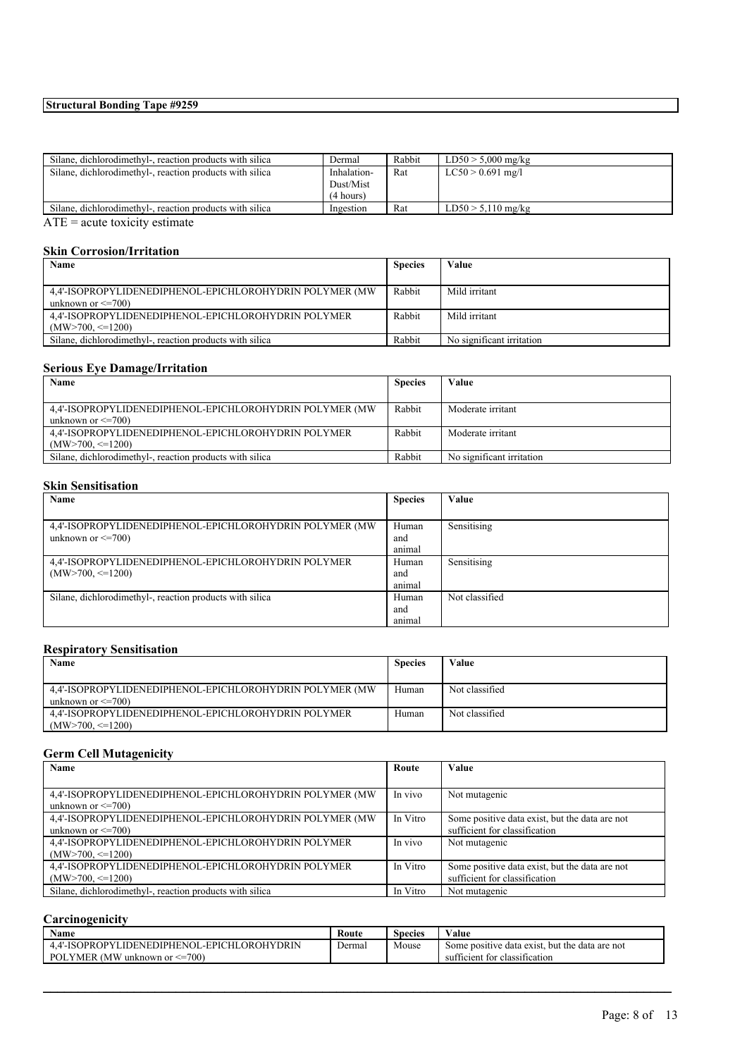| Silane, dichlorodimethyl-, reaction products with silica | Dermal | Rabbit | LD50 > 5,000 mg/kg |
|---|---|---|---|
| Silane, dichlorodimethyl-, reaction products with silica | Inhalation-Dust/Mist (4 hours) | Rat | LC50 > 0.691 mg/l |
| Silane, dichlorodimethyl-, reaction products with silica | Ingestion | Rat | LD50 > 5,110 mg/kg |

ATE = acute toxicity estimate

### Skin Corrosion/Irritation

| Name | Species | Value |
|---|---|---|
| 4,4'-ISOPROPYLIDENEDIPHENOL-EPICHLOROHYDRIN POLYMER (MW unknown or <=700) | Rabbit | Mild irritant |
| 4,4'-ISOPROPYLIDENEDIPHENOL-EPICHLOROHYDRIN POLYMER (MW>700, <=1200) | Rabbit | Mild irritant |
| Silane, dichlorodimethyl-, reaction products with silica | Rabbit | No significant irritation |

### Serious Eye Damage/Irritation

| Name | Species | Value |
|---|---|---|
| 4,4'-ISOPROPYLIDENEDIPHENOL-EPICHLOROHYDRIN POLYMER (MW unknown or <=700) | Rabbit | Moderate irritant |
| 4,4'-ISOPROPYLIDENEDIPHENOL-EPICHLOROHYDRIN POLYMER (MW>700, <=1200) | Rabbit | Moderate irritant |
| Silane, dichlorodimethyl-, reaction products with silica | Rabbit | No significant irritation |

### Skin Sensitisation

| Name | Species | Value |
|---|---|---|
| 4,4'-ISOPROPYLIDENEDIPHENOL-EPICHLOROHYDRIN POLYMER (MW unknown or <=700) | Human and animal | Sensitising |
| 4,4'-ISOPROPYLIDENEDIPHENOL-EPICHLOROHYDRIN POLYMER (MW>700, <=1200) | Human and animal | Sensitising |
| Silane, dichlorodimethyl-, reaction products with silica | Human and animal | Not classified |

### Respiratory Sensitisation

| Name | Species | Value |
|---|---|---|
| 4,4'-ISOPROPYLIDENEDIPHENOL-EPICHLOROHYDRIN POLYMER (MW unknown or <=700) | Human | Not classified |
| 4,4'-ISOPROPYLIDENEDIPHENOL-EPICHLOROHYDRIN POLYMER (MW>700, <=1200) | Human | Not classified |

### Germ Cell Mutagenicity

| Name | Route | Value |
|---|---|---|
| 4,4'-ISOPROPYLIDENEDIPHENOL-EPICHLOROHYDRIN POLYMER (MW unknown or <=700) | In vivo | Not mutagenic |
| 4,4'-ISOPROPYLIDENEDIPHENOL-EPICHLOROHYDRIN POLYMER (MW unknown or <=700) | In Vitro | Some positive data exist, but the data are not sufficient for classification |
| 4,4'-ISOPROPYLIDENEDIPHENOL-EPICHLOROHYDRIN POLYMER (MW>700, <=1200) | In vivo | Not mutagenic |
| 4,4'-ISOPROPYLIDENEDIPHENOL-EPICHLOROHYDRIN POLYMER (MW>700, <=1200) | In Vitro | Some positive data exist, but the data are not sufficient for classification |
| Silane, dichlorodimethyl-, reaction products with silica | In Vitro | Not mutagenic |

### Carcinogenicity

| Name | Route | Species | Value |
|---|---|---|---|
| 4,4'-ISOPROPYLIDENEDIPHENOL-EPICHLOROHYDRIN POLYMER (MW unknown or <=700) | Dermal | Mouse | Some positive data exist, but the data are not sufficient for classification |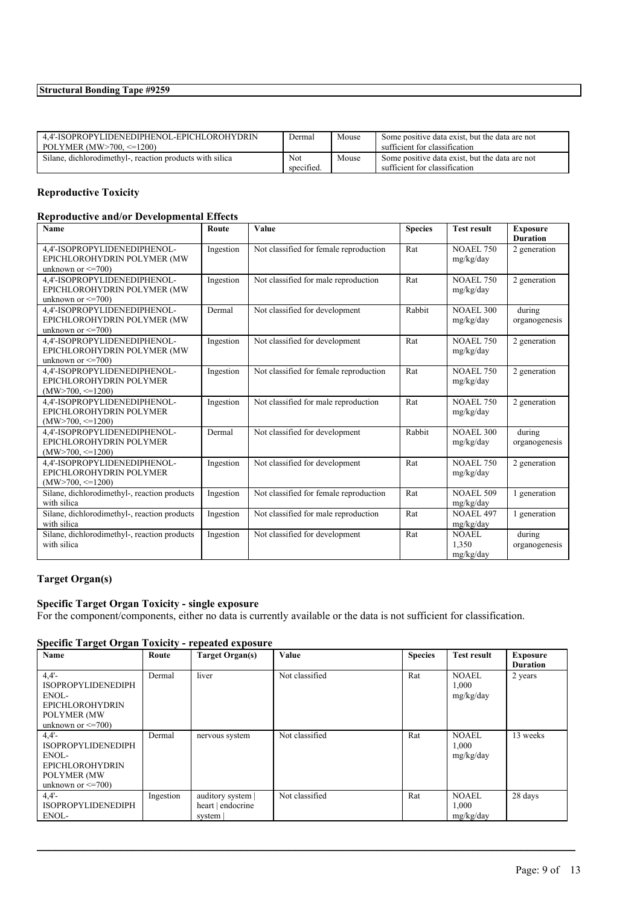| | | | |
|---|---|---|---|
| 4,4'-ISOPROPYLIDENEDIPHENOL-EPICHLOROHYDRIN POLYMER (MW>700, <=1200) | Dermal | Mouse | Some positive data exist, but the data are not sufficient for classification |
| Silane, dichlorodimethyl-, reaction products with silica | Not specified. | Mouse | Some positive data exist, but the data are not sufficient for classification |

### Reproductive Toxicity

### Reproductive and/or Developmental Effects

| Name | Route | Value | Species | Test result | Exposure Duration |
|---|---|---|---|---|---|
| 4,4'-ISOPROPYLIDENEDIPHENOL-EPICHLOROHYDRIN POLYMER (MW unknown or <=700) | Ingestion | Not classified for female reproduction | Rat | NOAEL 750 mg/kg/day | 2 generation |
| 4,4'-ISOPROPYLIDENEDIPHENOL-EPICHLOROHYDRIN POLYMER (MW unknown or <=700) | Ingestion | Not classified for male reproduction | Rat | NOAEL 750 mg/kg/day | 2 generation |
| 4,4'-ISOPROPYLIDENEDIPHENOL-EPICHLOROHYDRIN POLYMER (MW unknown or <=700) | Dermal | Not classified for development | Rabbit | NOAEL 300 mg/kg/day | during organogenesis |
| 4,4'-ISOPROPYLIDENEDIPHENOL-EPICHLOROHYDRIN POLYMER (MW unknown or <=700) | Ingestion | Not classified for development | Rat | NOAEL 750 mg/kg/day | 2 generation |
| 4,4'-ISOPROPYLIDENEDIPHENOL-EPICHLOROHYDRIN POLYMER (MW>700, <=1200) | Ingestion | Not classified for female reproduction | Rat | NOAEL 750 mg/kg/day | 2 generation |
| 4,4'-ISOPROPYLIDENEDIPHENOL-EPICHLOROHYDRIN POLYMER (MW>700, <=1200) | Ingestion | Not classified for male reproduction | Rat | NOAEL 750 mg/kg/day | 2 generation |
| 4,4'-ISOPROPYLIDENEDIPHENOL-EPICHLOROHYDRIN POLYMER (MW>700, <=1200) | Dermal | Not classified for development | Rabbit | NOAEL 300 mg/kg/day | during organogenesis |
| 4,4'-ISOPROPYLIDENEDIPHENOL-EPICHLOROHYDRIN POLYMER (MW>700, <=1200) | Ingestion | Not classified for development | Rat | NOAEL 750 mg/kg/day | 2 generation |
| Silane, dichlorodimethyl-, reaction products with silica | Ingestion | Not classified for female reproduction | Rat | NOAEL 509 mg/kg/day | 1 generation |
| Silane, dichlorodimethyl-, reaction products with silica | Ingestion | Not classified for male reproduction | Rat | NOAEL 497 mg/kg/day | 1 generation |
| Silane, dichlorodimethyl-, reaction products with silica | Ingestion | Not classified for development | Rat | NOAEL 1,350 mg/kg/day | during organogenesis |

### Target Organ(s)

### Specific Target Organ Toxicity - single exposure

For the component/components, either no data is currently available or the data is not sufficient for classification.

### Specific Target Organ Toxicity - repeated exposure

| Name | Route | Target Organ(s) | Value | Species | Test result | Exposure Duration |
|---|---|---|---|---|---|---|
| 4,4'-ISOPROPYLIDENEDIPHENOL-EPICHLOROHYDRIN POLYMER (MW unknown or <=700) | Dermal | liver | Not classified | Rat | NOAEL 1,000 mg/kg/day | 2 years |
| 4,4'-ISOPROPYLIDENEDIPHENOL-EPICHLOROHYDRIN POLYMER (MW unknown or <=700) | Dermal | nervous system | Not classified | Rat | NOAEL 1,000 mg/kg/day | 13 weeks |
| 4,4'-ISOPROPYLIDENEDIPHENOL- | Ingestion | auditory system \| heart \| endocrine system \| | Not classified | Rat | NOAEL 1,000 mg/kg/day | 28 days |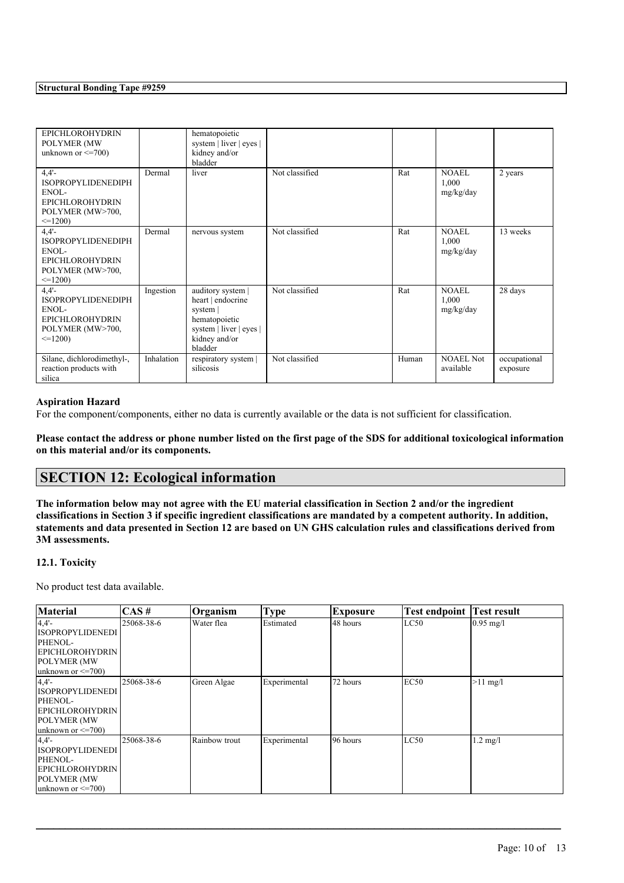| | | | | | | |
|---|---|---|---|---|---|---|
| EPICHLOROHYDRIN POLYMER (MW unknown or <=700) | | hematopoietic system \| liver \| eyes \| kidney and/or bladder | | | | |
| 4,4'-ISOPROPYLIDENEDIPHENOL-EPICHLOROHYDRIN POLYMER (MW>700, <=1200) | Dermal | liver | Not classified | Rat | NOAEL 1,000 mg/kg/day | 2 years |
| 4,4'-ISOPROPYLIDENEDIPHENOL-EPICHLOROHYDRIN POLYMER (MW>700, <=1200) | Dermal | nervous system | Not classified | Rat | NOAEL 1,000 mg/kg/day | 13 weeks |
| 4,4'-ISOPROPYLIDENEDIPHENOL-EPICHLOROHYDRIN POLYMER (MW>700, <=1200) | Ingestion | auditory system \| heart \| endocrine system \| hematopoietic system \| liver \| eyes \| kidney and/or bladder | Not classified | Rat | NOAEL 1,000 mg/kg/day | 28 days |
| Silane, dichlorodimethyl-, reaction products with silica | Inhalation | respiratory system \| silicosis | Not classified | Human | NOAEL Not available | occupational exposure |

### Aspiration Hazard

For the component/components, either no data is currently available or the data is not sufficient for classification.

**Please contact the address or phone number listed on the first page of the SDS for additional toxicological information on this material and/or its components.**

## SECTION 12: Ecological information

**The information below may not agree with the EU material classification in Section 2 and/or the ingredient classifications in Section 3 if specific ingredient classifications are mandated by a competent authority. In addition, statements and data presented in Section 12 are based on UN GHS calculation rules and classifications derived from 3M assessments.**

### 12.1. Toxicity

No product test data available.

| Material | CAS # | Organism | Type | Exposure | Test endpoint | Test result |
|---|---|---|---|---|---|---|
| 4,4'-ISOPROPYLIDENEDIPHENOL-EPICHLOROHYDRIN POLYMER (MW unknown or <=700) | 25068-38-6 | Water flea | Estimated | 48 hours | LC50 | 0.95 mg/l |
| 4,4'-ISOPROPYLIDENEDIPHENOL-EPICHLOROHYDRIN POLYMER (MW unknown or <=700) | 25068-38-6 | Green Algae | Experimental | 72 hours | EC50 | >11 mg/l |
| 4,4'-ISOPROPYLIDENEDIPHENOL-EPICHLOROHYDRIN POLYMER (MW unknown or <=700) | 25068-38-6 | Rainbow trout | Experimental | 96 hours | LC50 | 1.2 mg/l |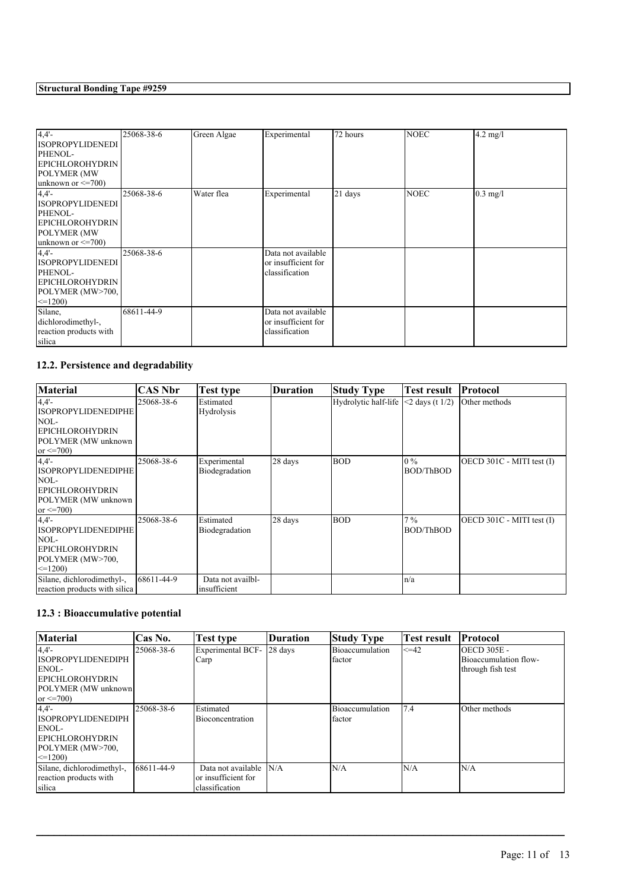| | | | | | | |
|---|---|---|---|---|---|---|
| 4,4'-ISOPROPYLIDENEDIPHENOL-EPICHLOROHYDRIN POLYMER (MW unknown or <=700) | 25068-38-6 | Green Algae | Experimental | 72 hours | NOEC | 4.2 mg/l |
| 4,4'-ISOPROPYLIDENEDIPHENOL-EPICHLOROHYDRIN POLYMER (MW unknown or <=700) | 25068-38-6 | Water flea | Experimental | 21 days | NOEC | 0.3 mg/l |
| 4,4'-ISOPROPYLIDENEDIPHENOL-EPICHLOROHYDRIN POLYMER (MW>700, <=1200) | 25068-38-6 | | Data not available or insufficient for classification | | | |
| Silane, dichlorodimethyl-, reaction products with silica | 68611-44-9 | | Data not available or insufficient for classification | | | |

### 12.2. Persistence and degradability

| Material | CAS Nbr | Test type | Duration | Study Type | Test result | Protocol |
|---|---|---|---|---|---|---|
| 4,4'-ISOPROPYLIDENEDIPHENOL-EPICHLOROHYDRIN POLYMER (MW unknown or <=700) | 25068-38-6 | Estimated Hydrolysis | | Hydrolytic half-life | <2 days (t 1/2) | Other methods |
| 4,4'-ISOPROPYLIDENEDIPHENOL-EPICHLOROHYDRIN POLYMER (MW unknown or <=700) | 25068-38-6 | Experimental Biodegradation | 28 days | BOD | 0 % BOD/ThBOD | OECD 301C - MITI test (I) |
| 4,4'-ISOPROPYLIDENEDIPHENOL-EPICHLOROHYDRIN POLYMER (MW>700, <=1200) | 25068-38-6 | Estimated Biodegradation | 28 days | BOD | 7 % BOD/ThBOD | OECD 301C - MITI test (I) |
| Silane, dichlorodimethyl-, reaction products with silica | 68611-44-9 | Data not availbl-insufficient | | | n/a | |

### 12.3 : Bioaccumulative potential

| Material | Cas No. | Test type | Duration | Study Type | Test result | Protocol |
|---|---|---|---|---|---|---|
| 4,4'-ISOPROPYLIDENEDIPHENOL-EPICHLOROHYDRIN POLYMER (MW unknown or <=700) | 25068-38-6 | Experimental BCF-Carp | 28 days | Bioaccumulation factor | <=42 | OECD 305E - Bioaccumulation flow-through fish test |
| 4,4'-ISOPROPYLIDENEDIPHENOL-EPICHLOROHYDRIN POLYMER (MW>700, <=1200) | 25068-38-6 | Estimated Bioconcentration | | Bioaccumulation factor | 7.4 | Other methods |
| Silane, dichlorodimethyl-, reaction products with silica | 68611-44-9 | Data not available or insufficient for classification | N/A | N/A | N/A | N/A |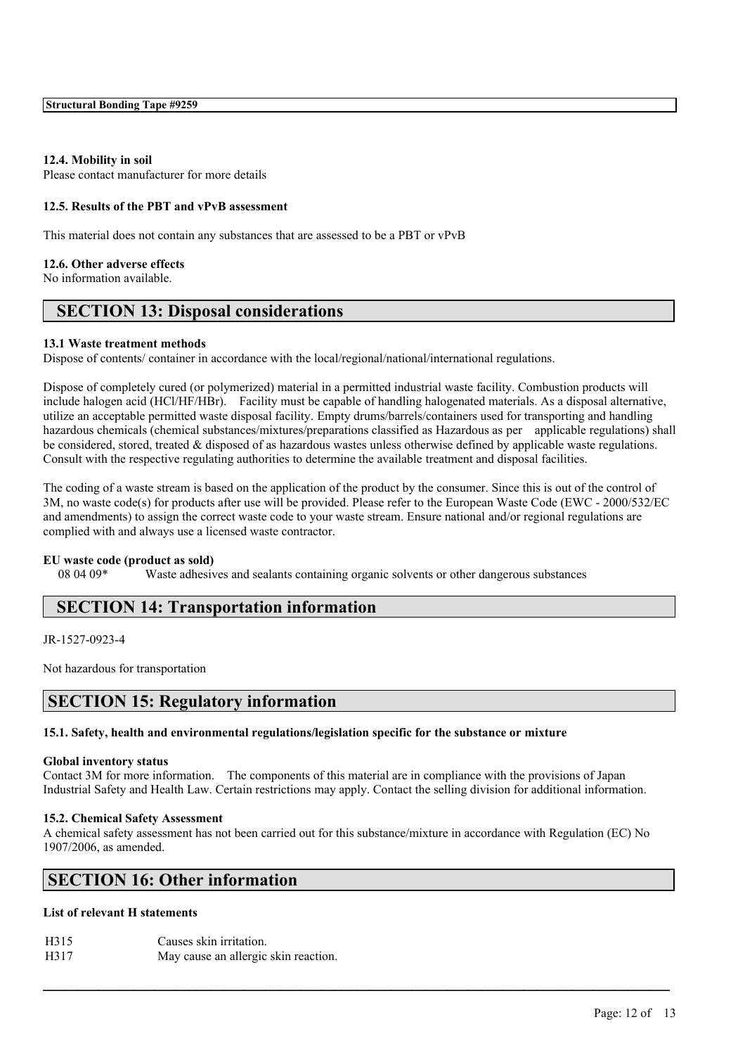#### 12.4. Mobility in soil

Please contact manufacturer for more details

#### 12.5. Results of the PBT and vPvB assessment

This material does not contain any substances that are assessed to be a PBT or vPvB

#### 12.6. Other adverse effects

No information available.

## SECTION 13: Disposal considerations

#### 13.1 Waste treatment methods

Dispose of contents/ container in accordance with the local/regional/national/international regulations.

Dispose of completely cured (or polymerized) material in a permitted industrial waste facility. Combustion products will include halogen acid (HCl/HF/HBr). Facility must be capable of handling halogenated materials. As a disposal alternative, utilize an acceptable permitted waste disposal facility. Empty drums/barrels/containers used for transporting and handling hazardous chemicals (chemical substances/mixtures/preparations classified as Hazardous as per applicable regulations) shall be considered, stored, treated & disposed of as hazardous wastes unless otherwise defined by applicable waste regulations. Consult with the respective regulating authorities to determine the available treatment and disposal facilities.

The coding of a waste stream is based on the application of the product by the consumer. Since this is out of the control of 3M, no waste code(s) for products after use will be provided. Please refer to the European Waste Code (EWC - 2000/532/EC and amendments) to assign the correct waste code to your waste stream. Ensure national and/or regional regulations are complied with and always use a licensed waste contractor.

#### EU waste code (product as sold)

08 04 09* Waste adhesives and sealants containing organic solvents or other dangerous substances

## SECTION 14: Transportation information

JR-1527-0923-4

Not hazardous for transportation

## SECTION 15: Regulatory information

#### 15.1. Safety, health and environmental regulations/legislation specific for the substance or mixture

#### Global inventory status

Contact 3M for more information. The components of this material are in compliance with the provisions of Japan Industrial Safety and Health Law. Certain restrictions may apply. Contact the selling division for additional information.

#### 15.2. Chemical Safety Assessment

A chemical safety assessment has not been carried out for this substance/mixture in accordance with Regulation (EC) No 1907/2006, as amended.

## SECTION 16: Other information

#### List of relevant H statements

| | |
|---|---|
| H315 | Causes skin irritation. |
| H317 | May cause an allergic skin reaction. |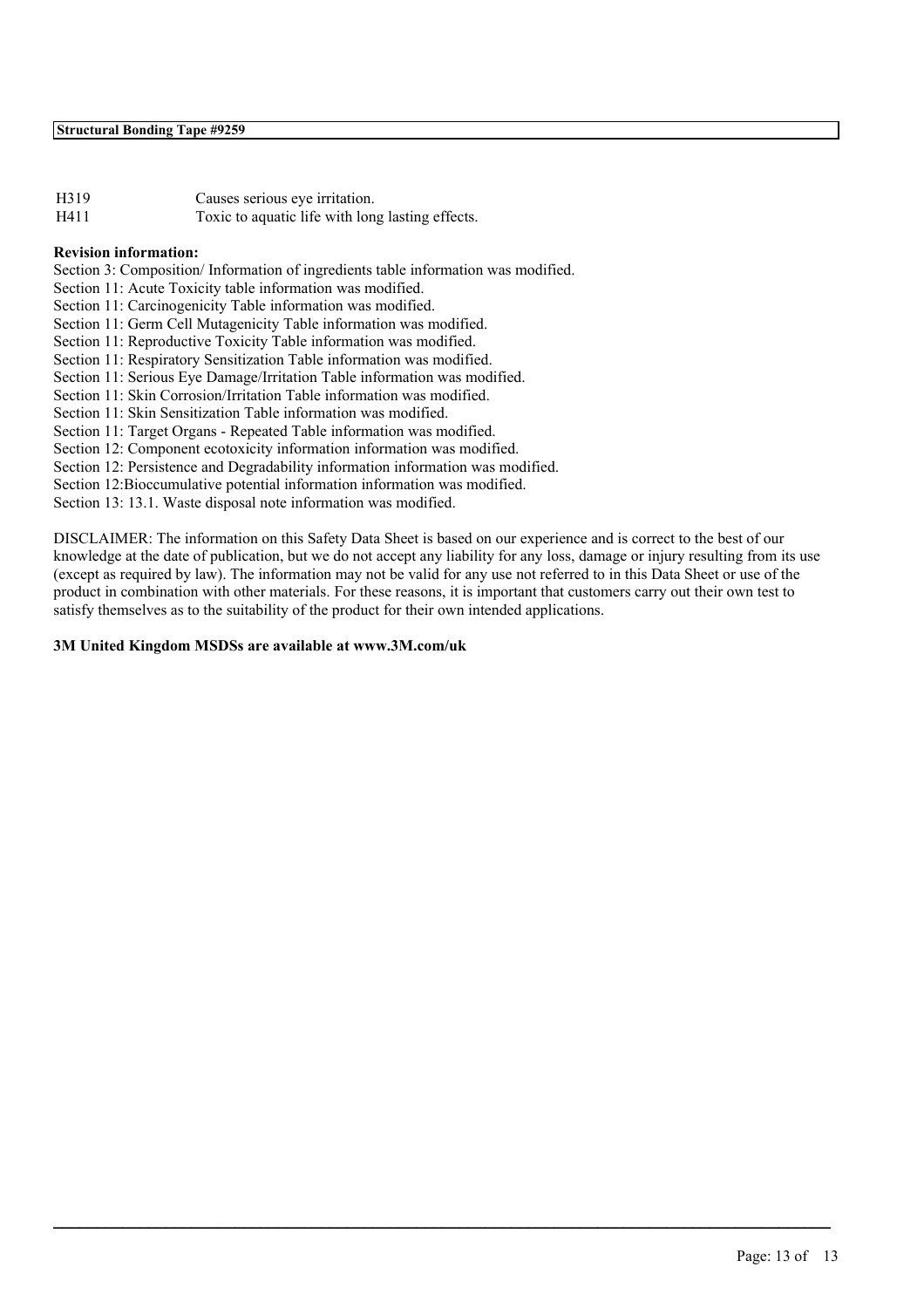| | |
|---|---|
| H319 | Causes serious eye irritation. |
| H411 | Toxic to aquatic life with long lasting effects. |

**Revision information:**

Section 3: Composition/ Information of ingredients table information was modified.
Section 11: Acute Toxicity table information was modified.
Section 11: Carcinogenicity Table information was modified.
Section 11: Germ Cell Mutagenicity Table information was modified.
Section 11: Reproductive Toxicity Table information was modified.
Section 11: Respiratory Sensitization Table information was modified.
Section 11: Serious Eye Damage/Irritation Table information was modified.
Section 11: Skin Corrosion/Irritation Table information was modified.
Section 11: Skin Sensitization Table information was modified.
Section 11: Target Organs - Repeated Table information was modified.
Section 12: Component ecotoxicity information information was modified.
Section 12: Persistence and Degradability information information was modified.
Section 12:Bioccumulative potential information information was modified.
Section 13: 13.1. Waste disposal note information was modified.

DISCLAIMER: The information on this Safety Data Sheet is based on our experience and is correct to the best of our knowledge at the date of publication, but we do not accept any liability for any loss, damage or injury resulting from its use (except as required by law). The information may not be valid for any use not referred to in this Data Sheet or use of the product in combination with other materials. For these reasons, it is important that customers carry out their own test to satisfy themselves as to the suitability of the product for their own intended applications.

**3M United Kingdom MSDSs are available at www.3M.com/uk**